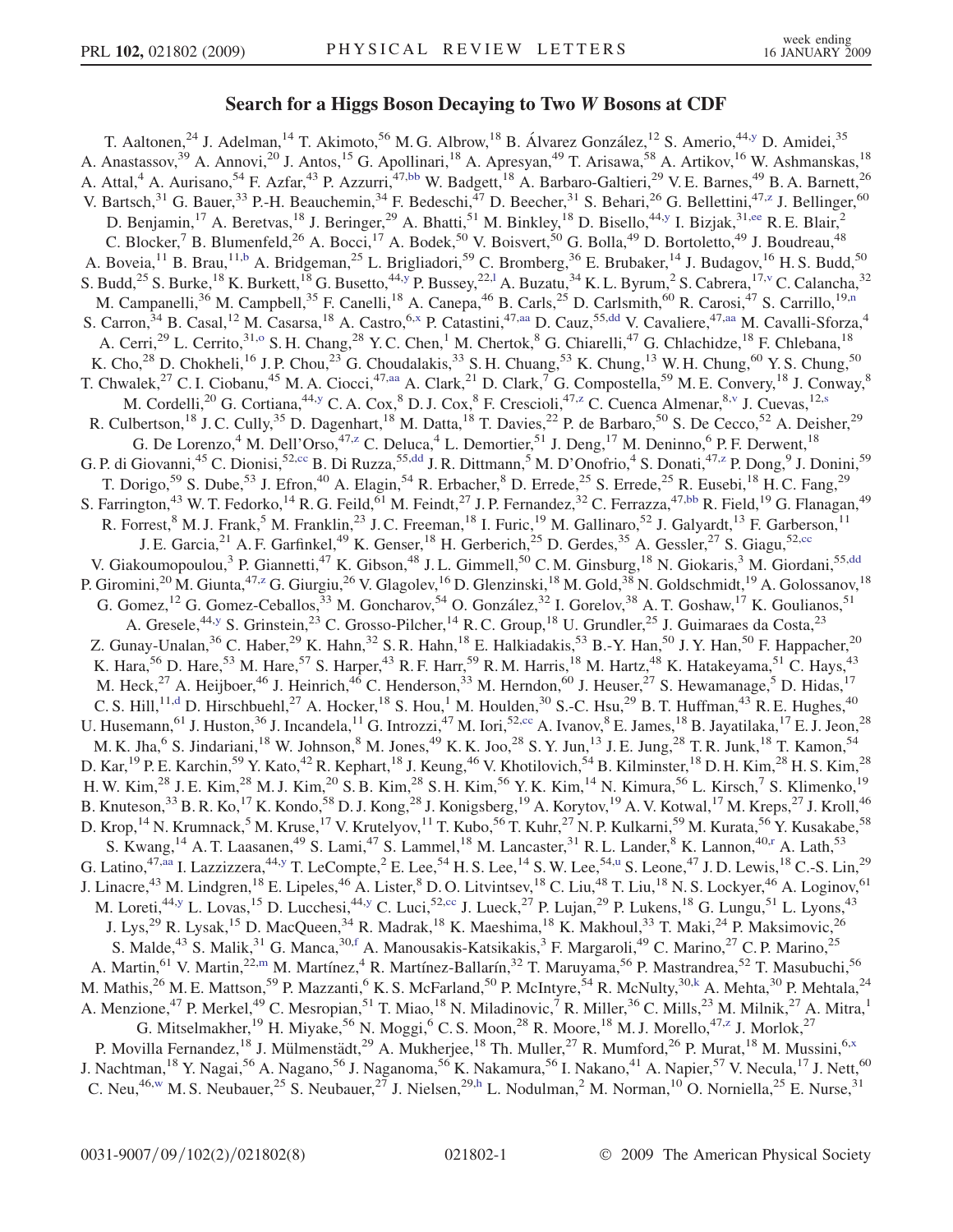# Search for a Higgs Boson Decaying to Two W Bosons at CDF

T. Aaltonen,[24] J. Adelman,[14] T. Akimoto,[56] M. G. Albrow,[18] B. Álvarez González,[12] S. Amerio,[44,y] D. Amidei,[35] A. Anastassov,[39] A. Annovi,[20] J. Antos,[15] G. Apollinari,[18] A. Apresyan,[49] T. Arisawa,[58] A. Artikov,[16] W. Ashmanskas,[18] A. Attal,[4] A. Aurisano,[54] F. Azfar,[43] P. Azzurri,[47,bb] W. Badgett,[18] A. Barbaro-Galtieri,[29] V. E. Barnes,[49] B. A. Barnett,[26] V. Bartsch,[31] G. Bauer,[33] P.-H. Beauchemin,[34] F. Bedeschi,[47] D. Beecher,[31] S. Behari,[26] G. Bellettini,[47,z] J. Bellinger,[60] D. Benjamin,[17] A. Beretvas,[18] J. Beringer,[29] A. Bhatti,[51] M. Binkley,[18] D. Bisello,[44,y] I. Bizjak,[31,ee] R. E. Blair,[2] C. Blocker,[7] B. Blumenfeld,[26] A. Bocci,[17] A. Bodek,[50] V. Boisvert,[50] G. Bolla,[49] D. Bortoletto,[49] J. Boudreau,[48] A. Boveia,[11] B. Brau,[11,b] A. Bridgeman,[25] L. Brigliadori,[59] C. Bromberg,[36] E. Brubaker,[14] J. Budagov,[16] H. S. Budd,[50] S. Budd,[25] S. Burke,[18] K. Burkett,[18] G. Busetto,[44,y] P. Bussey,[22,l] A. Buzatu,[34] K. L. Byrum,[2] S. Cabrera,[17,v] C. Calancha,[32] M. Campanelli,[36] M. Campbell,[35] F. Canelli,[18] A. Canepa,[46] B. Carls,[25] D. Carlsmith,[60] R. Carosi,[47] S. Carrillo,[19,n] S. Carron,[34] B. Casal,[12] M. Casarsa,[18] A. Castro,[6,x] P. Catastini,[47,aa] D. Cauz,[55,dd] V. Cavaliere,[47,aa] M. Cavalli-Sforza,[4] A. Cerri,[29] L. Cerrito,[31,o] S. H. Chang,[28] Y. C. Chen,[1] M. Chertok,[8] G. Chiarelli,[47] G. Chlachidze,[18] F. Chlebana,[18] K. Cho,[28] D. Chokheli,[16] J. P. Chou,[23] G. Choudalakis,[33] S. H. Chuang,[53] K. Chung,[13] W. H. Chung,[60] Y. S. Chung,[50] T. Chwalek,[27] C. I. Ciobanu,[45] M. A. Ciocci,[47,aa] A. Clark,[21] D. Clark,[7] G. Compostella,[59] M. E. Convery,[18] J. Conway,[8] M. Cordelli,[20] G. Cortiana,[44,y] C. A. Cox,[8] D. J. Cox,[8] F. Crescioli,[47,z] C. Cuenca Almenar,[8,v] J. Cuevas,[12,s] R. Culbertson,[18] J. C. Cully,[35] D. Dagenhart,[18] M. Datta,[18] T. Davies,[22] P. de Barbaro,[50] S. De Cecco,[52] A. Deisher,[29] G. De Lorenzo,[4] M. Dell'Orso,[47,z] C. Deluca,[4] L. Demortier,[51] J. Deng,[17] M. Deninno,[6] P. F. Derwent,[18] G. P. di Giovanni,[45] C. Dionisi,[52,cc] B. Di Ruzza,[55,dd] J. R. Dittmann,[5] M. D'Onofrio,[4] S. Donati,[47,z] P. Dong,[9] J. Donini,[59] T. Dorigo,[59] S. Dube,[53] J. Efron,[40] A. Elagin,[54] R. Erbacher,[8] D. Errede,[25] S. Errede,[25] R. Eusebi,[18] H. C. Fang,[29] S. Farrington,[43] W. T. Fedorko,[14] R. G. Feild,[61] M. Feindt,[27] J. P. Fernandez,[32] C. Ferrazza,[47,bb] R. Field,[19] G. Flanagan,[49] R. Forrest,[8] M. J. Frank,[5] M. Franklin,[23] J. C. Freeman,[18] I. Furic,[19] M. Gallinaro,[52] J. Galyardt,[13] F. Garberson,[11] J. E. Garcia,[21] A. F. Garfinkel,[49] K. Genser,[18] H. Gerberich,[25] D. Gerdes,[35] A. Gessler,[27] S. Giagu,[52,cc] V. Giakoumopoulou,[3] P. Giannetti,[47] K. Gibson,[48] J. L. Gimmell,[50] C. M. Ginsburg,[18] N. Giokaris,[3] M. Giordani,[55,dd] P. Giromini,[20] M. Giunta,[47,z] G. Giurgiu,[26] V. Glagolev,[16] D. Glenzinski,[18] M. Gold,[38] N. Goldschmidt,[19] A. Golossanov,[18] G. Gomez,[12] G. Gomez-Ceballos,[33] M. Goncharov,[54] O. González,[32] I. Gorelov,[38] A. T. Goshaw,[17] K. Goulianos,[51] A. Gresele,[44,y] S. Grinstein,[23] C. Grosso-Pilcher,[14] R. C. Group,[18] U. Grundler,[25] J. Guimaraes da Costa,[23] Z. Gunay-Unalan,[36] C. Haber,[29] K. Hahn,[32] S. R. Hahn,[18] E. Halkiadakis,[53] B.-Y. Han,[50] J. Y. Han,[50] F. Happacher,[20] K. Hara,[56] D. Hare,[53] M. Hare,[57] S. Harper,[43] R. F. Harr,[59] R. M. Harris,[18] M. Hartz,[48] K. Hatakeyama,[51] C. Hays,[43] M. Heck,[27] A. Heijboer,[46] J. Heinrich,[46] C. Henderson,[33] M. Herndon,[60] J. Heuser,[27] S. Hewamanage,[5] D. Hidas,[17] C. S. Hill,[11,d] D. Hirschbuehl,[27] A. Hocker,[18] S. Hou,[1] M. Houlden,[30] S.-C. Hsu,[29] B. T. Huffman,[43] R. E. Hughes,[40] U. Husemann,[61] J. Huston,[36] J. Incandela,[11] G. Introzzi,[47] M. Iori,[52,cc] A. Ivanov,[8] E. James,[18] B. Jayatilaka,[17] E. J. Jeon,[28] M. K. Jha,[6] S. Jindariani,[18] W. Johnson,[8] M. Jones,[49] K. K. Joo,[28] S. Y. Jun,[13] J. E. Jung,[28] T. R. Junk,[18] T. Kamon,[54] D. Kar,[19] P. E. Karchin,[59] Y. Kato,[42] R. Kephart,[18] J. Keung,[46] V. Khotilovich,[54] B. Kilminster,[18] D. H. Kim,[28] H. S. Kim,[28] H. W. Kim,[28] J. E. Kim,[28] M. J. Kim,[20] S. B. Kim,[28] S. H. Kim,[56] Y. K. Kim,[14] N. Kimura,[56] L. Kirsch,[7] S. Klimenko,[19] B. Knuteson,[33] B. R. Ko,[17] K. Kondo,[58] D. J. Kong,[28] J. Konigsberg,[19] A. Korytov,[19] A. V. Kotwal,[17] M. Kreps,[27] J. Kroll,[46] D. Krop,[14] N. Krumnack,[5] M. Kruse,[17] V. Krutelyov,[11] T. Kubo,[56] T. Kuhr,[27] N. P. Kulkarni,[59] M. Kurata,[56] Y. Kusakabe,[58] S. Kwang,[14] A. T. Laasanen,[49] S. Lami,[47] S. Lammel,[18] M. Lancaster,[31] R. L. Lander,[8] K. Lannon,[40,r] A. Lath,[53] G. Latino,[47,aa] I. Lazzizzera,[44,y] T. LeCompte,[2] E. Lee,[54] H. S. Lee,[14] S. W. Lee,[54,u] S. Leone,[47] J. D. Lewis,[18] C.-S. Lin,[29] J. Linacre,[43] M. Lindgren,[18] E. Lipeles,[46] A. Lister,[8] D. O. Litvintsev,[18] C. Liu,[48] T. Liu,[18] N. S. Lockyer,[46] A. Loginov,[61] M. Loreti,[44,y] L. Lovas,[15] D. Lucchesi,[44,y] C. Luci,[52,cc] J. Lueck,[27] P. Lujan,[29] P. Lukens,[18] G. Lungu,[51] L. Lyons,[43] J. Lys,[29] R. Lysak,[15] D. MacQueen,[34] R. Madrak,[18] K. Maeshima,[18] K. Makhoul,[33] T. Maki,[24] P. Maksimovic,[26] S. Malde,[43] S. Malik,[31] G. Manca,[30,f] A. Manousakis-Katsikakis,[3] F. Margaroli,[49] C. Marino,[27] C. P. Marino,[25] A. Martin,[61] V. Martin,[22,m] M. Martínez,[4] R. Martínez-Ballarín,[32] T. Maruyama,[56] P. Mastrandrea,[52] T. Masubuchi,[56] M. Mathis,[26] M. E. Mattson,[59] P. Mazzanti,[6] K. S. McFarland,[50] P. McIntyre,[54] R. McNulty,[30,k] A. Mehta,[30] P. Mehtala,[24] A. Menzione,[47] P. Merkel,[49] C. Mesropian,[51] T. Miao,[18] N. Miladinovic,[7] R. Miller,[36] C. Mills,[23] M. Milnik,[27] A. Mitra,[1] G. Mitselmakher,[19] H. Miyake,[56] N. Moggi,[6] C. S. Moon,[28] R. Moore,[18] M. J. Morello,[47,z] J. Morlok,[27] P. Movilla Fernandez,[18] J. Mülmenstädt,[29] A. Mukherjee,[18] Th. Muller,[27] R. Mumford,[26] P. Murat,[18] M. Mussini,[6,x] J. Nachtman,[18] Y. Nagai,[56] A. Nagano,[56] J. Naganoma,[56] K. Nakamura,[56] I. Nakano,[41] A. Napier,[57] V. Necula,[17] J. Nett,[60] C. Neu,[46,w] M. S. Neubauer,[25] S. Neubauer,[27] J. Nielsen,[29,h] L. Nodulman,[2] M. Norman,[10] O. Norniella,[25] E. Nurse,[31]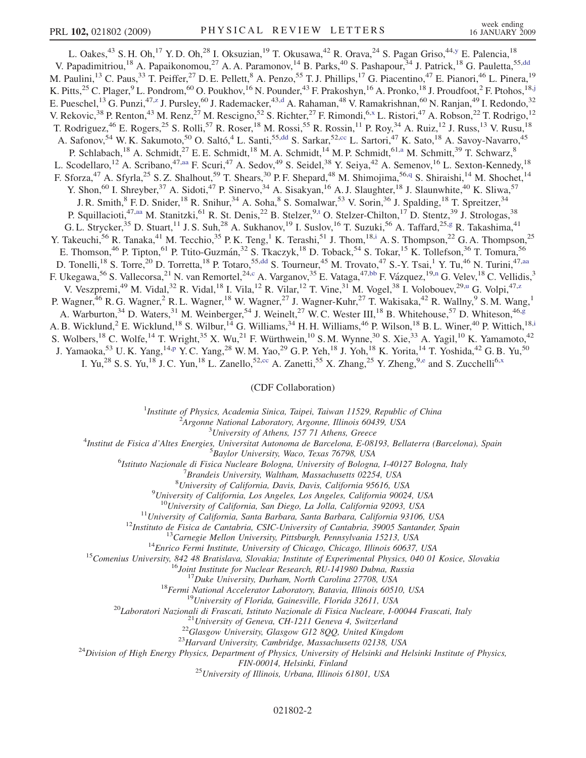L. Oakes,[43] S. H. Oh,[17] Y. D. Oh,[28] I. Oksuzian,[19] T. Okusawa,[42] R. Orava,[24] S. Pagan Griso,[44,y] E. Palencia,[18] V. Papadimitriou,[18] A. Papaikonomou,[27] A. A. Paramonov,[14] B. Parks,[40] S. Pashapour,[34] J. Patrick,[18] G. Pauletta,[55,dd] M. Paulini,[13] C. Paus,[33] T. Peiffer,[27] D. E. Pellett,[8] A. Penzo,[55] T. J. Phillips,[17] G. Piacentino,[47] E. Pianori,[46] L. Pinera,[19] K. Pitts,[25] C. Plager,[9] L. Pondrom,[60] O. Poukhov,[16] N. Pounder,[43] F. Prakoshyn,[16] A. Pronko,[18] J. Proudfoot,[2] F. Ptohos,[18,j] E. Pueschel,[13] G. Punzi,[47,z] J. Pursley,[60] J. Rademacker,[43,d] A. Rahaman,[48] V. Ramakrishnan,[60] N. Ranjan,[49] I. Redondo,[32] V. Rekovic,[38] P. Renton,[43] M. Renz,[27] M. Rescigno,[52] S. Richter,[27] F. Rimondi,[6,x] L. Ristori,[47] A. Robson,[22] T. Rodrigo,[12] T. Rodriguez,[46] E. Rogers,[25] S. Rolli,[57] R. Roser,[18] M. Rossi,[55] R. Rossin,[11] P. Roy,[34] A. Ruiz,[12] J. Russ,[13] V. Rusu,[18] A. Safonov,[54] W. K. Sakumoto,[50] O. Saltó,[4] L. Santi,[55,dd] S. Sarkar,[52,cc] L. Sartori,[47] K. Sato,[18] A. Savoy-Navarro,[45] P. Schlabach,[18] A. Schmidt,[27] E. E. Schmidt,[18] M. A. Schmidt,[14] M. P. Schmidt,[61,a] M. Schmitt,[39] T. Schwarz,[8] L. Scodellaro,[12] A. Scribano,[47,aa] F. Scuri,[47] A. Sedov,[49] S. Seidel,[38] Y. Seiya,[42] A. Semenov,[16] L. Sexton-Kennedy,[18] F. Sforza,[47] A. Sfyrla,[25] S. Z. Shalhout,[59] T. Shears,[30] P. F. Shepard,[48] M. Shimojima,[56,q] S. Shiraishi,[14] M. Shochet,[14] Y. Shon,[60] I. Shreyber,[37] A. Sidoti,[47] P. Sinervo,[34] A. Sisakyan,[16] A. J. Slaughter,[18] J. Slaunwhite,[40] K. Sliwa,[57] J. R. Smith,[8] F. D. Snider,[18] R. Snihur,[34] A. Soha,[8] S. Somalwar,[53] V. Sorin,[36] J. Spalding,[18] T. Spreitzer,[34] P. Squillacioti,[47,aa] M. Stanitzki,[61] R. St. Denis,[22] B. Stelzer,[9,t] O. Stelzer-Chilton,[17] D. Stentz,[39] J. Strologas,[38] G. L. Strycker,[35] D. Stuart,[11] J. S. Suh,[28] A. Sukhanov,[19] I. Suslov,[16] T. Suzuki,[56] A. Taffard,[25,g] R. Takashima,[41] Y. Takeuchi,[56] R. Tanaka,[41] M. Tecchio,[35] P. K. Teng,[1] K. Terashi,[51] J. Thom,[18,i] A. S. Thompson,[22] G. A. Thompson,[25] E. Thomson,[46] P. Tipton,[61] P. Ttito-Guzmán,[32] S. Tkaczyk,[18] D. Toback,[54] S. Tokar,[15] K. Tollefson,[36] T. Tomura,[56] D. Tonelli,[18] S. Torre,[20] D. Torretta,[18] P. Totaro,[55,dd] S. Tourneur,[45] M. Trovato,[47] S.-Y. Tsai,[1] Y. Tu,[46] N. Turini,[47,aa] F. Ukegawa,[56] S. Vallecorsa,[21] N. van Remortel,[24,c] A. Varganov,[35] E. Vataga,[47,bb] F. Vázquez,[19,n] G. Velev,[18] C. Vellidis,[3] V. Veszpremi,[49] M. Vidal,[32] R. Vidal,[18] I. Vila,[12] R. Vilar,[12] T. Vine,[31] M. Vogel,[38] I. Volobouev,[29,u] G. Volpi,[47,z] P. Wagner,[46] R. G. Wagner,[2] R. L. Wagner,[18] W. Wagner,[27] J. Wagner-Kuhr,[27] T. Wakisaka,[42] R. Wallny,[9] S. M. Wang,[1] A. Warburton,[34] D. Waters,[31] M. Weinberger,[54] J. Weinelt,[27] W. C. Wester III,[18] B. Whitehouse,[57] D. Whiteson,[46,g] A. B. Wicklund,[2] E. Wicklund,[18] S. Wilbur,[14] G. Williams,[34] H. H. Williams,[46] P. Wilson,[18] B. L. Winer,[40] P. Wittich,[18,i] S. Wolbers,[18] C. Wolfe,[14] T. Wright,[35] X. Wu,[21] F. Würthwein,[10] S. M. Wynne,[30] S. Xie,[33] A. Yagil,[10] K. Yamamoto,[42] J. Yamaoka,[53] U. K. Yang,[14,p] Y. C. Yang,[28] W. M. Yao,[29] G. P. Yeh,[18] J. Yoh,[18] K. Yorita,[14] T. Yoshida,[42] G. B. Yu,[50] I. Yu,[28] S. S. Yu,[18] J. C. Yun,[18] L. Zanello,[52,cc] A. Zanetti,[55] X. Zhang,[25] Y. Zheng,[9,e] and S. Zucchelli[6,x]

(CDF Collaboration)

[1]*Institute of Physics, Academia Sinica, Taipei, Taiwan 11529, Republic of China*
[2]*Argonne National Laboratory, Argonne, Illinois 60439, USA*
[3]*University of Athens, 157 71 Athens, Greece*
[4]*Institut de Fisica d'Altes Energies, Universitat Autonoma de Barcelona, E-08193, Bellaterra (Barcelona), Spain*
[5]*Baylor University, Waco, Texas 76798, USA*
[6]*Istituto Nazionale di Fisica Nucleare Bologna, University of Bologna, I-40127 Bologna, Italy*
[7]*Brandeis University, Waltham, Massachusetts 02254, USA*
[8]*University of California, Davis, Davis, California 95616, USA*
[9]*University of California, Los Angeles, Los Angeles, California 90024, USA*
[10]*University of California, San Diego, La Jolla, California 92093, USA*
[11]*University of California, Santa Barbara, Santa Barbara, California 93106, USA*
[12]*Instituto de Fisica de Cantabria, CSIC-University of Cantabria, 39005 Santander, Spain*
[13]*Carnegie Mellon University, Pittsburgh, Pennsylvania 15213, USA*
[14]*Enrico Fermi Institute, University of Chicago, Chicago, Illinois 60637, USA*
[15]*Comenius University, 842 48 Bratislava, Slovakia; Institute of Experimental Physics, 040 01 Kosice, Slovakia*
[16]*Joint Institute for Nuclear Research, RU-141980 Dubna, Russia*
[17]*Duke University, Durham, North Carolina 27708, USA*
[18]*Fermi National Accelerator Laboratory, Batavia, Illinois 60510, USA*
[19]*University of Florida, Gainesville, Florida 32611, USA*
[20]*Laboratori Nazionali di Frascati, Istituto Nazionale di Fisica Nucleare, I-00044 Frascati, Italy*
[21]*University of Geneva, CH-1211 Geneva 4, Switzerland*
[22]*Glasgow University, Glasgow G12 8QQ, United Kingdom*
[23]*Harvard University, Cambridge, Massachusetts 02138, USA*
[24]*Division of High Energy Physics, Department of Physics, University of Helsinki and Helsinki Institute of Physics, FIN-00014, Helsinki, Finland*
[25]*University of Illinois, Urbana, Illinois 61801, USA*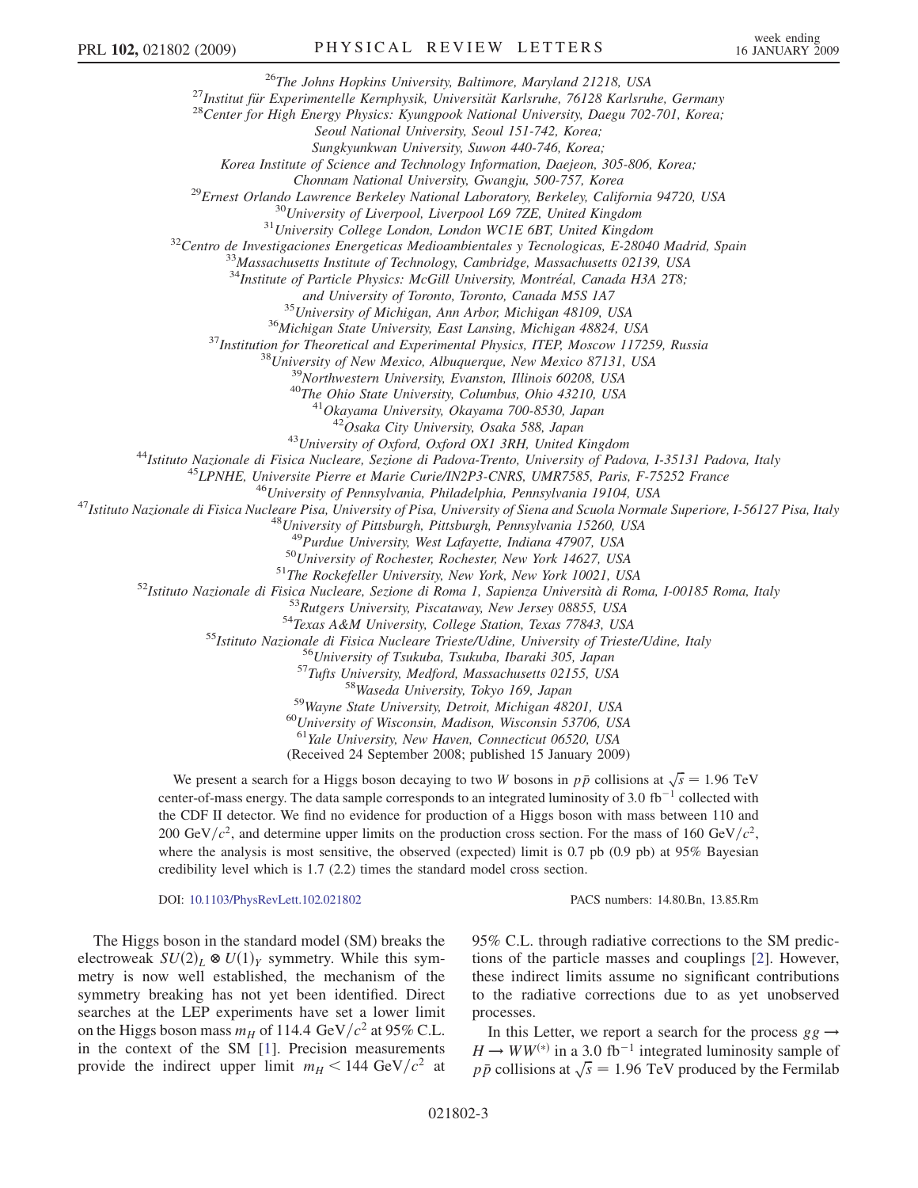[26]The Johns Hopkins University, Baltimore, Maryland 21218, USA
[27]Institut für Experimentelle Kernphysik, Universität Karlsruhe, 76128 Karlsruhe, Germany
[28]Center for High Energy Physics: Kyungpook National University, Daegu 702-701, Korea; Seoul National University, Seoul 151-742, Korea; Sungkyunkwan University, Suwon 440-746, Korea; Korea Institute of Science and Technology Information, Daejeon, 305-806, Korea; Chonnam National University, Gwangju, 500-757, Korea
[29]Ernest Orlando Lawrence Berkeley National Laboratory, Berkeley, California 94720, USA
[30]University of Liverpool, Liverpool L69 7ZE, United Kingdom
[31]University College London, London WC1E 6BT, United Kingdom
[32]Centro de Investigaciones Energeticas Medioambientales y Tecnologicas, E-28040 Madrid, Spain
[33]Massachusetts Institute of Technology, Cambridge, Massachusetts 02139, USA
[34]Institute of Particle Physics: McGill University, Montréal, Canada H3A 2T8; and University of Toronto, Toronto, Canada M5S 1A7
[35]University of Michigan, Ann Arbor, Michigan 48109, USA
[36]Michigan State University, East Lansing, Michigan 48824, USA
[37]Institution for Theoretical and Experimental Physics, ITEP, Moscow 117259, Russia
[38]University of New Mexico, Albuquerque, New Mexico 87131, USA
[39]Northwestern University, Evanston, Illinois 60208, USA
[40]The Ohio State University, Columbus, Ohio 43210, USA
[41]Okayama University, Okayama 700-8530, Japan
[42]Osaka City University, Osaka 588, Japan
[43]University of Oxford, Oxford OX1 3RH, United Kingdom
[44]Istituto Nazionale di Fisica Nucleare, Sezione di Padova-Trento, University of Padova, I-35131 Padova, Italy
[45]LPNHE, Universite Pierre et Marie Curie/IN2P3-CNRS, UMR7585, Paris, F-75252 France
[46]University of Pennsylvania, Philadelphia, Pennsylvania 19104, USA
[47]Istituto Nazionale di Fisica Nucleare Pisa, University of Pisa, University of Siena and Scuola Normale Superiore, I-56127 Pisa, Italy
[48]University of Pittsburgh, Pittsburgh, Pennsylvania 15260, USA
[49]Purdue University, West Lafayette, Indiana 47907, USA
[50]University of Rochester, Rochester, New York 14627, USA
[51]The Rockefeller University, New York, New York 10021, USA
[52]Istituto Nazionale di Fisica Nucleare, Sezione di Roma 1, Sapienza Università di Roma, I-00185 Roma, Italy
[53]Rutgers University, Piscataway, New Jersey 08855, USA
[54]Texas A&M University, College Station, Texas 77843, USA
[55]Istituto Nazionale di Fisica Nucleare Trieste/Udine, University of Trieste/Udine, Italy
[56]University of Tsukuba, Tsukuba, Ibaraki 305, Japan
[57]Tufts University, Medford, Massachusetts 02155, USA
[58]Waseda University, Tokyo 169, Japan
[59]Wayne State University, Detroit, Michigan 48201, USA
[60]University of Wisconsin, Madison, Wisconsin 53706, USA
[61]Yale University, New Haven, Connecticut 06520, USA

(Received 24 September 2008; published 15 January 2009)

We present a search for a Higgs boson decaying to two $W$ bosons in $p\bar{p}$ collisions at $\sqrt{s} = 1.96$ TeV center-of-mass energy. The data sample corresponds to an integrated luminosity of 3.0 fb$^{-1}$ collected with the CDF II detector. We find no evidence for production of a Higgs boson with mass between 110 and 200 GeV/$c^2$, and determine upper limits on the production cross section. For the mass of 160 GeV/$c^2$, where the analysis is most sensitive, the observed (expected) limit is 0.7 pb (0.9 pb) at 95% Bayesian credibility level which is 1.7 (2.2) times the standard model cross section.

DOI: 10.1103/PhysRevLett.102.021802 PACS numbers: 14.80.Bn, 13.85.Rm

The Higgs boson in the standard model (SM) breaks the electroweak $SU(2)_L \otimes U(1)_Y$ symmetry. While this symmetry is now well established, the mechanism of the symmetry breaking has not yet been identified. Direct searches at the LEP experiments have set a lower limit on the Higgs boson mass $m_H$ of 114.4 GeV/$c^2$ at 95% C.L. in the context of the SM [1]. Precision measurements provide the indirect upper limit $m_H < 144$ GeV/$c^2$ at 95% C.L. through radiative corrections to the SM predictions of the particle masses and couplings [2]. However, these indirect limits assume no significant contributions to the radiative corrections due to as yet unobserved processes.

In this Letter, we report a search for the process $gg \to H \to WW^{(*)}$ in a 3.0 fb$^{-1}$ integrated luminosity sample of $p\bar{p}$ collisions at $\sqrt{s} = 1.96$ TeV produced by the Fermilab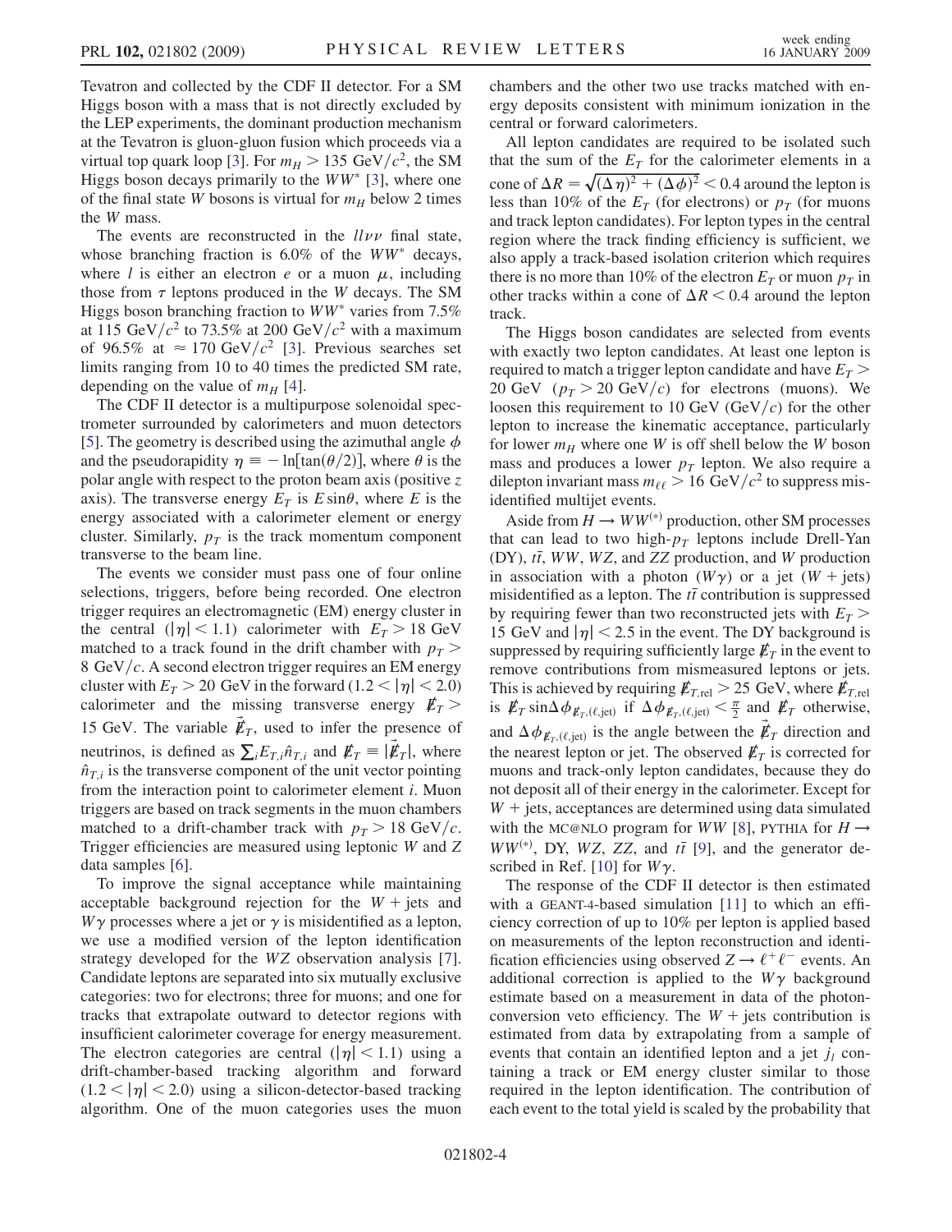Tevatron and collected by the CDF II detector. For a SM Higgs boson with a mass that is not directly excluded by the LEP experiments, the dominant production mechanism at the Tevatron is gluon-gluon fusion which proceeds via a virtual top quark loop [3]. For $m_H > 135\ \mathrm{GeV}/c^2$, the SM Higgs boson decays primarily to the $WW^*$ [3], where one of the final state $W$ bosons is virtual for $m_H$ below 2 times the $W$ mass.

The events are reconstructed in the $ll\nu\nu$ final state, whose branching fraction is 6.0% of the $WW^*$ decays, where $l$ is either an electron $e$ or a muon $\mu$, including those from $\tau$ leptons produced in the $W$ decays. The SM Higgs boson branching fraction to $WW^*$ varies from 7.5% at 115 $\mathrm{GeV}/c^2$ to 73.5% at 200 $\mathrm{GeV}/c^2$ with a maximum of 96.5% at $\approx 170\ \mathrm{GeV}/c^2$ [3]. Previous searches set limits ranging from 10 to 40 times the predicted SM rate, depending on the value of $m_H$ [4].

The CDF II detector is a multipurpose solenoidal spectrometer surrounded by calorimeters and muon detectors [5]. The geometry is described using the azimuthal angle $\phi$ and the pseudorapidity $\eta \equiv -\ln[\tan(\theta/2)]$, where $\theta$ is the polar angle with respect to the proton beam axis (positive $z$ axis). The transverse energy $E_T$ is $E\sin\theta$, where $E$ is the energy associated with a calorimeter element or energy cluster. Similarly, $p_T$ is the track momentum component transverse to the beam line.

The events we consider must pass one of four online selections, triggers, before being recorded. One electron trigger requires an electromagnetic (EM) energy cluster in the central ($|\eta| < 1.1$) calorimeter with $E_T > 18$ GeV matched to a track found in the drift chamber with $p_T > 8\ \mathrm{GeV}/c$. A second electron trigger requires an EM energy cluster with $E_T > 20$ GeV in the forward ($1.2 < |\eta| < 2.0$) calorimeter and the missing transverse energy $\not{E}_T > 15$ GeV. The variable $\vec{\not{E}}_T$, used to infer the presence of neutrinos, is defined as $\sum_i E_{T,i}\hat{n}_{T,i}$ and $\not{E}_T \equiv |\vec{\not{E}}_T|$, where $\hat{n}_{T,i}$ is the transverse component of the unit vector pointing from the interaction point to calorimeter element $i$. Muon triggers are based on track segments in the muon chambers matched to a drift-chamber track with $p_T > 18\ \mathrm{GeV}/c$. Trigger efficiencies are measured using leptonic $W$ and $Z$ data samples [6].

To improve the signal acceptance while maintaining acceptable background rejection for the $W$ + jets and $W\gamma$ processes where a jet or $\gamma$ is misidentified as a lepton, we use a modified version of the lepton identification strategy developed for the $WZ$ observation analysis [7]. Candidate leptons are separated into six mutually exclusive categories: two for electrons; three for muons; and one for tracks that extrapolate outward to detector regions with insufficient calorimeter coverage for energy measurement. The electron categories are central ($|\eta| < 1.1$) using a drift-chamber-based tracking algorithm and forward ($1.2 < |\eta| < 2.0$) using a silicon-detector-based tracking algorithm. One of the muon categories uses the muon chambers and the other two use tracks matched with energy deposits consistent with minimum ionization in the central or forward calorimeters.

All lepton candidates are required to be isolated such that the sum of the $E_T$ for the calorimeter elements in a cone of $\Delta R = \sqrt{(\Delta\eta)^2 + (\Delta\phi)^2} < 0.4$ around the lepton is less than 10% of the $E_T$ (for electrons) or $p_T$ (for muons and track lepton candidates). For lepton types in the central region where the track finding efficiency is sufficient, we also apply a track-based isolation criterion which requires there is no more than 10% of the electron $E_T$ or muon $p_T$ in other tracks within a cone of $\Delta R < 0.4$ around the lepton track.

The Higgs boson candidates are selected from events with exactly two lepton candidates. At least one lepton is required to match a trigger lepton candidate and have $E_T > 20$ GeV ($p_T > 20\ \mathrm{GeV}/c$) for electrons (muons). We loosen this requirement to 10 GeV ($\mathrm{GeV}/c$) for the other lepton to increase the kinematic acceptance, particularly for lower $m_H$ where one $W$ is off shell below the $W$ boson mass and produces a lower $p_T$ lepton. We also require a dilepton invariant mass $m_{\ell\ell} > 16\ \mathrm{GeV}/c^2$ to suppress misidentified multijet events.

Aside from $H \to WW^{(*)}$ production, other SM processes that can lead to two high-$p_T$ leptons include Drell-Yan (DY), $t\bar{t}$, $WW$, $WZ$, and $ZZ$ production, and $W$ production in association with a photon ($W\gamma$) or a jet ($W$ + jets) misidentified as a lepton. The $t\bar{t}$ contribution is suppressed by requiring fewer than two reconstructed jets with $E_T > 15$ GeV and $|\eta| < 2.5$ in the event. The DY background is suppressed by requiring sufficiently large $\not{E}_T$ in the event to remove contributions from mismeasured leptons or jets. This is achieved by requiring $\not{E}_{T,\mathrm{rel}} > 25$ GeV, where $\not{E}_{T,\mathrm{rel}}$ is $\not{E}_T \sin\Delta\phi_{\not{E}_T,(\ell,\mathrm{jet})}$ if $\Delta\phi_{\not{E}_T,(\ell,\mathrm{jet})} < \frac{\pi}{2}$ and $\not{E}_T$ otherwise, and $\Delta\phi_{\not{E}_T,(\ell,\mathrm{jet})}$ is the angle between the $\vec{\not{E}}_T$ direction and the nearest lepton or jet. The observed $\not{E}_T$ is corrected for muons and track-only lepton candidates, because they do not deposit all of their energy in the calorimeter. Except for $W$ + jets, acceptances are determined using data simulated with the MC@NLO program for $WW$ [8], PYTHIA for $H \to WW^{(*)}$, DY, $WZ$, $ZZ$, and $t\bar{t}$ [9], and the generator described in Ref. [10] for $W\gamma$.

The response of the CDF II detector is then estimated with a GEANT-4-based simulation [11] to which an efficiency correction of up to 10% per lepton is applied based on measurements of the lepton reconstruction and identification efficiencies using observed $Z \to \ell^+\ell^-$ events. An additional correction is applied to the $W\gamma$ background estimate based on a measurement in data of the photon-conversion veto efficiency. The $W$ + jets contribution is estimated from data by extrapolating from a sample of events that contain an identified lepton and a jet $j_l$ containing a track or EM energy cluster similar to those required in the lepton identification. The contribution of each event to the total yield is scaled by the probability that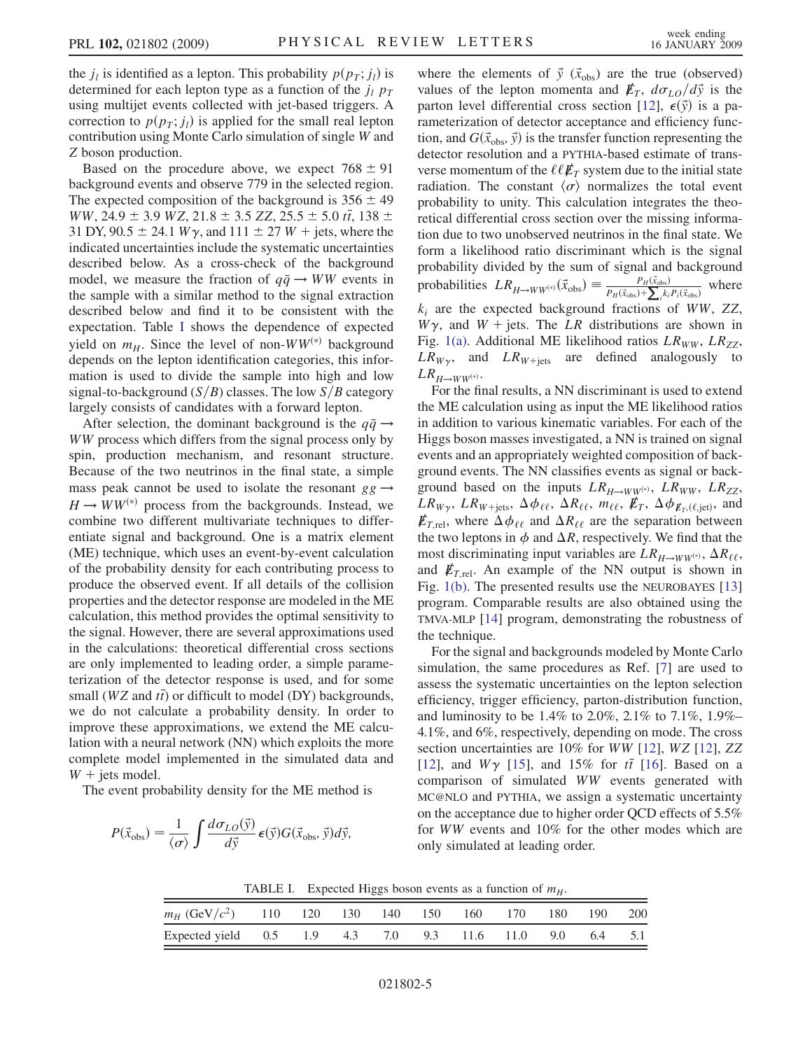the $j_l$ is identified as a lepton. This probability $p(p_T; j_l)$ is determined for each lepton type as a function of the $j_l$ $p_T$ using multijet events collected with jet-based triggers. A correction to $p(p_T; j_l)$ is applied for the small real lepton contribution using Monte Carlo simulation of single $W$ and $Z$ boson production.

Based on the procedure above, we expect $768 \pm 91$ background events and observe 779 in the selected region. The expected composition of the background is $356 \pm 49$ $WW$, $24.9 \pm 3.9$ $WZ$, $21.8 \pm 3.5$ $ZZ$, $25.5 \pm 5.0$ $t\bar{t}$, $138 \pm 31$ DY, $90.5 \pm 24.1$ $W\gamma$, and $111 \pm 27$ $W$ + jets, where the indicated uncertainties include the systematic uncertainties described below. As a cross-check of the background model, we measure the fraction of $q\bar{q} \to WW$ events in the sample with a similar method to the signal extraction described below and find it to be consistent with the expectation. Table I shows the dependence of expected yield on $m_H$. Since the level of non-$WW^{(*)}$ background depends on the lepton identification categories, this information is used to divide the sample into high and low signal-to-background ($S/B$) classes. The low $S/B$ category largely consists of candidates with a forward lepton.

After selection, the dominant background is the $q\bar{q} \to WW$ process which differs from the signal process only by spin, production mechanism, and resonant structure. Because of the two neutrinos in the final state, a simple mass peak cannot be used to isolate the resonant $gg \to H \to WW^{(*)}$ process from the backgrounds. Instead, we combine two different multivariate techniques to differentiate signal and background. One is a matrix element (ME) technique, which uses an event-by-event calculation of the probability density for each contributing process to produce the observed event. If all details of the collision properties and the detector response are modeled in the ME calculation, this method provides the optimal sensitivity to the signal. However, there are several approximations used in the calculations: theoretical differential cross sections are only implemented to leading order, a simple parameterization of the detector response is used, and for some small ($WZ$ and $t\bar{t}$) or difficult to model (DY) backgrounds, we do not calculate a probability density. In order to improve these approximations, we extend the ME calculation with a neural network (NN) which exploits the more complete model implemented in the simulated data and $W$ + jets model.

The event probability density for the ME method is

$$P(\vec{x}_{\rm obs}) = \frac{1}{\langle\sigma\rangle} \int \frac{d\sigma_{LO}(\vec{y})}{d\vec{y}} \epsilon(\vec{y}) G(\vec{x}_{\rm obs}, \vec{y}) d\vec{y},$$

where the elements of $\vec{y}$ ($\vec{x}_{\rm obs}$) are the true (observed) values of the lepton momenta and $\not\!\!E_T$, $d\sigma_{LO}/d\vec{y}$ is the parton level differential cross section [12], $\epsilon(\vec{y})$ is a parameterization of detector acceptance and efficiency function, and $G(\vec{x}_{\rm obs}, \vec{y})$ is the transfer function representing the detector resolution and a PYTHIA-based estimate of transverse momentum of the $\ell\ell\not\!\!E_T$ system due to the initial state radiation. The constant $\langle\sigma\rangle$ normalizes the total event probability to unity. This calculation integrates the theoretical differential cross section over the missing information due to two unobserved neutrinos in the final state. We form a likelihood ratio discriminant which is the signal probability divided by the sum of signal and background probabilities $LR_{H\to WW^{(*)}}(\vec{x}_{\rm obs}) \equiv \frac{P_H(\vec{x}_{\rm obs})}{P_H(\vec{x}_{\rm obs}) + \sum_i k_i P_i(\vec{x}_{\rm obs})}$ where $k_i$ are the expected background fractions of $WW$, $ZZ$, $W\gamma$, and $W$ + jets. The $LR$ distributions are shown in Fig. 1(a). Additional ME likelihood ratios $LR_{WW}$, $LR_{ZZ}$, $LR_{W\gamma}$, and $LR_{W+\rm jets}$ are defined analogously to $LR_{H\to WW^{(*)}}$.

For the final results, a NN discriminant is used to extend the ME calculation using as input the ME likelihood ratios in addition to various kinematic variables. For each of the Higgs boson masses investigated, a NN is trained on signal events and an appropriately weighted composition of background events. The NN classifies events as signal or background based on the inputs $LR_{H\to WW^{(*)}}$, $LR_{WW}$, $LR_{ZZ}$, $LR_{W\gamma}$, $LR_{W+\rm jets}$, $\Delta\phi_{\ell\ell}$, $\Delta R_{\ell\ell}$, $m_{\ell\ell}$, $\not\!\!E_T$, $\Delta\phi_{\not E_T,(\ell,\rm jet)}$, and $\not\!\!E_{T,\rm rel}$, where $\Delta\phi_{\ell\ell}$ and $\Delta R_{\ell\ell}$ are the separation between the two leptons in $\phi$ and $\Delta R$, respectively. We find that the most discriminating input variables are $LR_{H\to WW^{(*)}}$, $\Delta R_{\ell\ell}$, and $\not\!\!E_{T,\rm rel}$. An example of the NN output is shown in Fig. 1(b). The presented results use the NEUROBAYES [13] program. Comparable results are also obtained using the TMVA-MLP [14] program, demonstrating the robustness of the technique.

For the signal and backgrounds modeled by Monte Carlo simulation, the same procedures as Ref. [7] are used to assess the systematic uncertainties on the lepton selection efficiency, trigger efficiency, parton-distribution function, and luminosity to be 1.4% to 2.0%, 2.1% to 7.1%, 1.9%–4.1%, and 6%, respectively, depending on mode. The cross section uncertainties are 10% for $WW$ [12], $WZ$ [12], $ZZ$ [12], and $W\gamma$ [15], and 15% for $t\bar{t}$ [16]. Based on a comparison of simulated $WW$ events generated with MC@NLO and PYTHIA, we assign a systematic uncertainty on the acceptance due to higher order QCD effects of 5.5% for $WW$ events and 10% for the other modes which are only simulated at leading order.

TABLE I. Expected Higgs boson events as a function of $m_H$.

| $m_H$ (GeV/$c^2$) | 110 | 120 | 130 | 140 | 150 | 160 | 170 | 180 | 190 | 200 |
|---|---|---|---|---|---|---|---|---|---|---|
| Expected yield | 0.5 | 1.9 | 4.3 | 7.0 | 9.3 | 11.6 | 11.0 | 9.0 | 6.4 | 5.1 |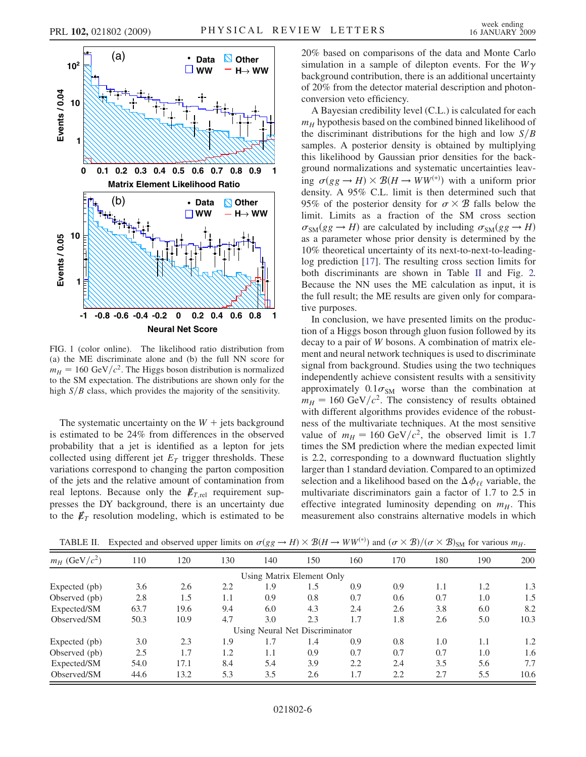FIG. 1 (color online). The likelihood ratio distribution from (a) the ME discriminate alone and (b) the full NN score for $m_H = 160$ GeV$/c^2$. The Higgs boson distribution is normalized to the SM expectation. The distributions are shown only for the high $S/B$ class, which provides the majority of the sensitivity.

The systematic uncertainty on the $W$ + jets background is estimated to be 24% from differences in the observed probability that a jet is identified as a lepton for jets collected using different jet $E_T$ trigger thresholds. These variations correspond to changing the parton composition of the jets and the relative amount of contamination from real leptons. Because only the $\not\!\!E_{T,\mathrm{rel}}$ requirement suppresses the DY background, there is an uncertainty due to the $\not\!\!E_T$ resolution modeling, which is estimated to be 20% based on comparisons of the data and Monte Carlo simulation in a sample of dilepton events. For the $W\gamma$ background contribution, there is an additional uncertainty of 20% from the detector material description and photon-conversion veto efficiency.

A Bayesian credibility level (C.L.) is calculated for each $m_H$ hypothesis based on the combined binned likelihood of the discriminant distributions for the high and low $S/B$ samples. A posterior density is obtained by multiplying this likelihood by Gaussian prior densities for the background normalizations and systematic uncertainties leaving $\sigma(gg \to H) \times \mathcal{B}(H \to WW^{(*)})$ with a uniform prior density. A 95% C.L. limit is then determined such that 95% of the posterior density for $\sigma \times \mathcal{B}$ falls below the limit. Limits as a fraction of the SM cross section $\sigma_{\mathrm{SM}}(gg \to H)$ are calculated by including $\sigma_{\mathrm{SM}}(gg \to H)$ as a parameter whose prior density is determined by the 10% theoretical uncertainty of its next-to-next-to-leading-log prediction [17]. The resulting cross section limits for both discriminants are shown in Table II and Fig. 2. Because the NN uses the ME calculation as input, it is the full result; the ME results are given only for comparative purposes.

In conclusion, we have presented limits on the production of a Higgs boson through gluon fusion followed by its decay to a pair of $W$ bosons. A combination of matrix element and neural network techniques is used to discriminate signal from background. Studies using the two techniques independently achieve consistent results with a sensitivity approximately $0.1\sigma_{\mathrm{SM}}$ worse than the combination at $m_H = 160$ GeV$/c^2$. The consistency of results obtained with different algorithms provides evidence of the robustness of the multivariate techniques. At the most sensitive value of $m_H = 160$ GeV$/c^2$, the observed limit is 1.7 times the SM prediction where the median expected limit is 2.2, corresponding to a downward fluctuation slightly larger than 1 standard deviation. Compared to an optimized selection and a likelihood based on the $\Delta\phi_{\ell\ell}$ variable, the multivariate discriminators gain a factor of 1.7 to 2.5 in effective integrated luminosity depending on $m_H$. This measurement also constrains alternative models in which

TABLE II. Expected and observed upper limits on $\sigma(gg \to H) \times \mathcal{B}(H \to WW^{(*)})$ and $(\sigma \times \mathcal{B})/(\sigma \times \mathcal{B})_{\mathrm{SM}}$ for various $m_H$.

| $m_H$ (GeV$/c^2$) | 110 | 120 | 130 | 140 | 150 | 160 | 170 | 180 | 190 | 200 |
|---|---|---|---|---|---|---|---|---|---|---|
| **Using Matrix Element Only** | | | | | | | | | | |
| Expected (pb) | 3.6 | 2.6 | 2.2 | 1.9 | 1.5 | 0.9 | 0.9 | 1.1 | 1.2 | 1.3 |
| Observed (pb) | 2.8 | 1.5 | 1.1 | 0.9 | 0.8 | 0.7 | 0.6 | 0.7 | 1.0 | 1.5 |
| Expected/SM | 63.7 | 19.6 | 9.4 | 6.0 | 4.3 | 2.4 | 2.6 | 3.8 | 6.0 | 8.2 |
| Observed/SM | 50.3 | 10.9 | 4.7 | 3.0 | 2.3 | 1.7 | 1.8 | 2.6 | 5.0 | 10.3 |
| **Using Neural Net Discriminator** | | | | | | | | | | |
| Expected (pb) | 3.0 | 2.3 | 1.9 | 1.7 | 1.4 | 0.9 | 0.8 | 1.0 | 1.1 | 1.2 |
| Observed (pb) | 2.5 | 1.7 | 1.2 | 1.1 | 0.9 | 0.7 | 0.7 | 0.7 | 1.0 | 1.6 |
| Expected/SM | 54.0 | 17.1 | 8.4 | 5.4 | 3.9 | 2.2 | 2.4 | 3.5 | 5.6 | 7.7 |
| Observed/SM | 44.6 | 13.2 | 5.3 | 3.5 | 2.6 | 1.7 | 2.2 | 2.7 | 5.5 | 10.6 |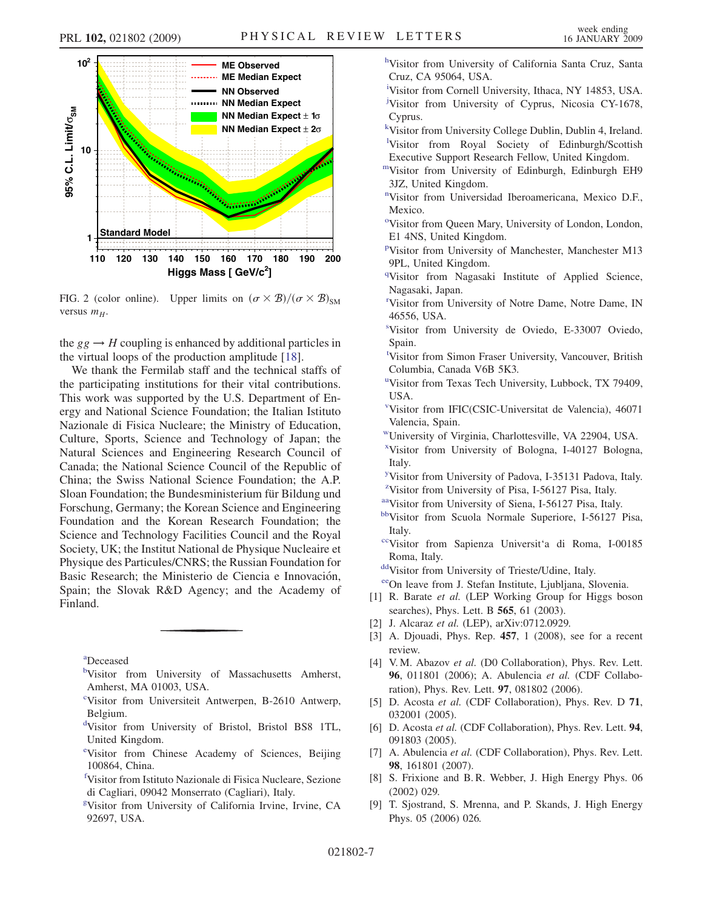FIG. 2 (color online). Upper limits on $(\sigma \times \mathcal{B})/(\sigma \times \mathcal{B})_{\rm SM}$ versus $m_H$.

the $gg \to H$ coupling is enhanced by additional particles in the virtual loops of the production amplitude [18].

We thank the Fermilab staff and the technical staffs of the participating institutions for their vital contributions. This work was supported by the U.S. Department of Energy and National Science Foundation; the Italian Istituto Nazionale di Fisica Nucleare; the Ministry of Education, Culture, Sports, Science and Technology of Japan; the Natural Sciences and Engineering Research Council of Canada; the National Science Council of the Republic of China; the Swiss National Science Foundation; the A.P. Sloan Foundation; the Bundesministerium für Bildung und Forschung, Germany; the Korean Science and Engineering Foundation and the Korean Research Foundation; the Science and Technology Facilities Council and the Royal Society, UK; the Institut National de Physique Nucleaire et Physique des Particules/CNRS; the Russian Foundation for Basic Research; the Ministerio de Ciencia e Innovación, Spain; the Slovak R&D Agency; and the Academy of Finland.

---

[a]Deceased

[b]Visitor from University of Massachusetts Amherst, Amherst, MA 01003, USA.

[c]Visitor from Universiteit Antwerpen, B-2610 Antwerp, Belgium.

[d]Visitor from University of Bristol, Bristol BS8 1TL, United Kingdom.

[e]Visitor from Chinese Academy of Sciences, Beijing 100864, China.

[f]Visitor from Istituto Nazionale di Fisica Nucleare, Sezione di Cagliari, 09042 Monserrato (Cagliari), Italy.

[g]Visitor from University of California Irvine, Irvine, CA 92697, USA.

[h]Visitor from University of California Santa Cruz, Santa Cruz, CA 95064, USA.

[i]Visitor from Cornell University, Ithaca, NY 14853, USA.

[j]Visitor from University of Cyprus, Nicosia CY-1678, Cyprus.

[k]Visitor from University College Dublin, Dublin 4, Ireland.

[l]Visitor from Royal Society of Edinburgh/Scottish Executive Support Research Fellow, United Kingdom.

[m]Visitor from University of Edinburgh, Edinburgh EH9 3JZ, United Kingdom.

[n]Visitor from Universidad Iberoamericana, Mexico D.F., Mexico.

[o]Visitor from Queen Mary, University of London, London, E1 4NS, United Kingdom.

[p]Visitor from University of Manchester, Manchester M13 9PL, United Kingdom.

[q]Visitor from Nagasaki Institute of Applied Science, Nagasaki, Japan.

[r]Visitor from University of Notre Dame, Notre Dame, IN 46556, USA.

[s]Visitor from University de Oviedo, E-33007 Oviedo, Spain.

[t]Visitor from Simon Fraser University, Vancouver, British Columbia, Canada V6B 5K3.

[u]Visitor from Texas Tech University, Lubbock, TX 79409, USA.

[v]Visitor from IFIC(CSIC-Universitat de Valencia), 46071 Valencia, Spain.

[w]University of Virginia, Charlottesville, VA 22904, USA.

[x]Visitor from University of Bologna, I-40127 Bologna, Italy.

[y]Visitor from University of Padova, I-35131 Padova, Italy.

[z]Visitor from University of Pisa, I-56127 Pisa, Italy.

[aa]Visitor from University of Siena, I-56127 Pisa, Italy.

[bb]Visitor from Scuola Normale Superiore, I-56127 Pisa, Italy.

[cc]Visitor from Sapienza Universit'a di Roma, I-00185 Roma, Italy.

[dd]Visitor from University of Trieste/Udine, Italy.

[ee]On leave from J. Stefan Institute, Ljubljana, Slovenia.

[1] R. Barate *et al.* (LEP Working Group for Higgs boson searches), Phys. Lett. B **565**, 61 (2003).

[2] J. Alcaraz *et al.* (LEP), arXiv:0712.0929.

[3] A. Djouadi, Phys. Rep. **457**, 1 (2008), see for a recent review.

[4] V. M. Abazov *et al.* (D0 Collaboration), Phys. Rev. Lett. **96**, 011801 (2006); A. Abulencia *et al.* (CDF Collaboration), Phys. Rev. Lett. **97**, 081802 (2006).

[5] D. Acosta *et al.* (CDF Collaboration), Phys. Rev. D **71**, 032001 (2005).

[6] D. Acosta *et al.* (CDF Collaboration), Phys. Rev. Lett. **94**, 091803 (2005).

[7] A. Abulencia *et al.* (CDF Collaboration), Phys. Rev. Lett. **98**, 161801 (2007).

[8] S. Frixione and B. R. Webber, J. High Energy Phys. 06 (2002) 029.

[9] T. Sjostrand, S. Mrenna, and P. Skands, J. High Energy Phys. 05 (2006) 026.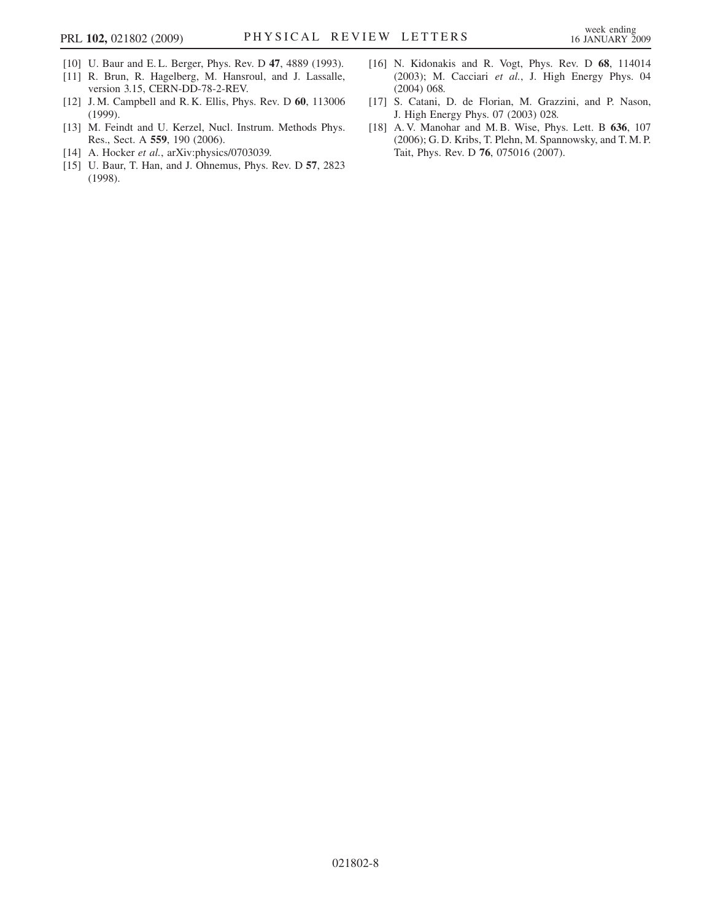[10] U. Baur and E. L. Berger, Phys. Rev. D **47**, 4889 (1993).

[11] R. Brun, R. Hagelberg, M. Hansroul, and J. Lassalle, version 3.15, CERN-DD-78-2-REV.

[12] J. M. Campbell and R. K. Ellis, Phys. Rev. D **60**, 113006 (1999).

[13] M. Feindt and U. Kerzel, Nucl. Instrum. Methods Phys. Res., Sect. A **559**, 190 (2006).

[14] A. Hocker *et al.*, arXiv:physics/0703039.

[15] U. Baur, T. Han, and J. Ohnemus, Phys. Rev. D **57**, 2823 (1998).

[16] N. Kidonakis and R. Vogt, Phys. Rev. D **68**, 114014 (2003); M. Cacciari *et al.*, J. High Energy Phys. 04 (2004) 068.

[17] S. Catani, D. de Florian, M. Grazzini, and P. Nason, J. High Energy Phys. 07 (2003) 028.

[18] A. V. Manohar and M. B. Wise, Phys. Lett. B **636**, 107 (2006); G. D. Kribs, T. Plehn, M. Spannowsky, and T. M. P. Tait, Phys. Rev. D **76**, 075016 (2007).